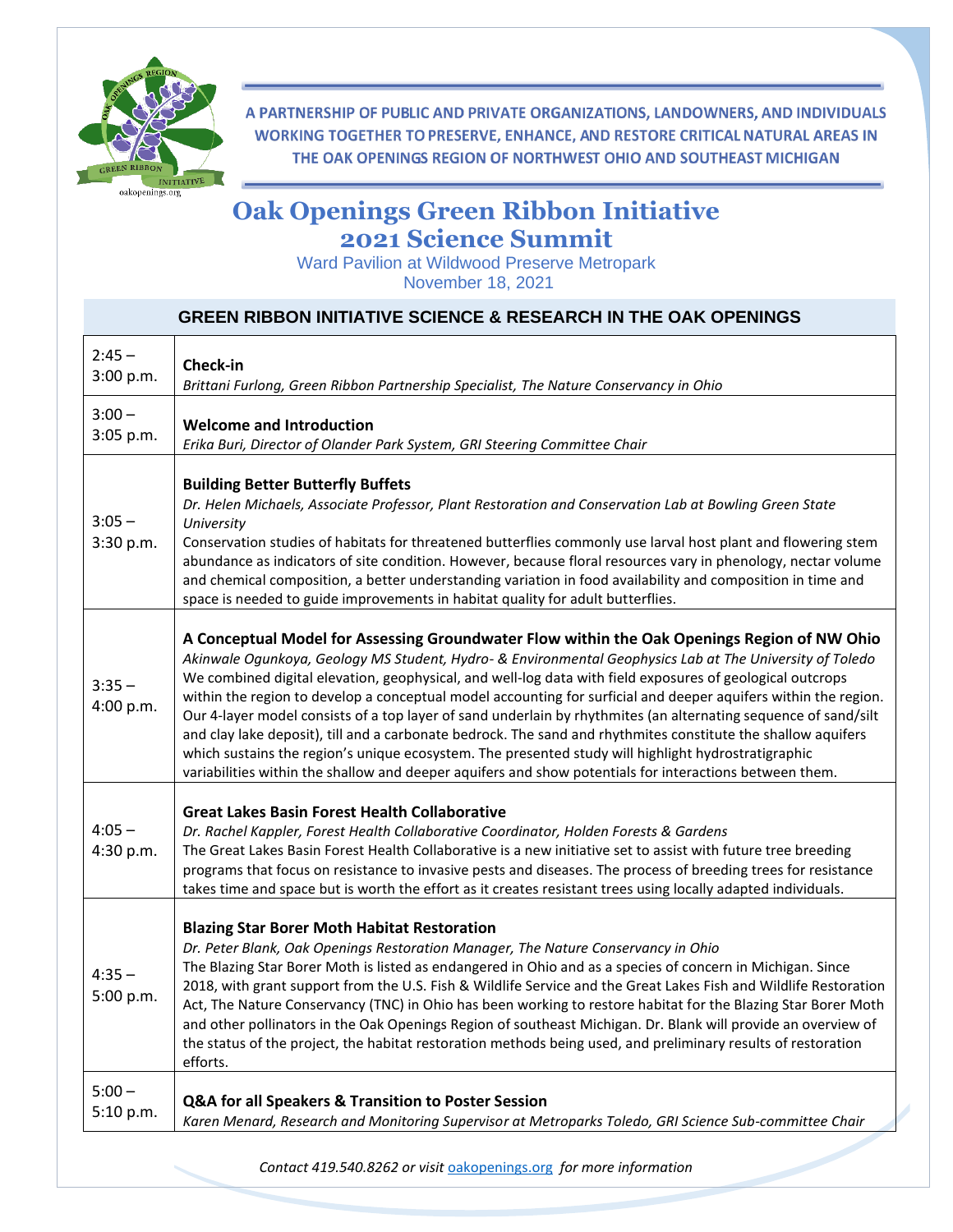A PARTNERSHIP OF PUBLIC AND PRIVATE ORGANIZATIONS, LANDOWNERS, AND INDIVIDUALS WORKING TOGETHER TO PRESERVE, ENHANCE, AND RESTORE CRITICAL NATURAL AREAS IN THE OAK OPENINGS REGION OF NORTHWEST OHIO AND SOUTHEAST MICHIGAN

# Oak Openings Green Ribbon Initiative 2021 Science Summit

Ward Pavilion at Wildwood Preserve Metropark
November 18, 2021

## GREEN RIBBON INITIATIVE SCIENCE & RESEARCH IN THE OAK OPENINGS

| Time | Session |
|---|---|
| 2:45 – 3:00 p.m. | **Check-in**<br>*Brittani Furlong, Green Ribbon Partnership Specialist, The Nature Conservancy in Ohio* |
| 3:00 – 3:05 p.m. | **Welcome and Introduction**<br>*Erika Buri, Director of Olander Park System, GRI Steering Committee Chair* |
| 3:05 – 3:30 p.m. | **Building Better Butterfly Buffets**<br>*Dr. Helen Michaels, Associate Professor, Plant Restoration and Conservation Lab at Bowling Green State University*<br>Conservation studies of habitats for threatened butterflies commonly use larval host plant and flowering stem abundance as indicators of site condition. However, because floral resources vary in phenology, nectar volume and chemical composition, a better understanding variation in food availability and composition in time and space is needed to guide improvements in habitat quality for adult butterflies. |
| 3:35 – 4:00 p.m. | **A Conceptual Model for Assessing Groundwater Flow within the Oak Openings Region of NW Ohio**<br>*Akinwale Ogunkoya, Geology MS Student, Hydro- & Environmental Geophysics Lab at The University of Toledo*<br>We combined digital elevation, geophysical, and well-log data with field exposures of geological outcrops within the region to develop a conceptual model accounting for surficial and deeper aquifers within the region. Our 4-layer model consists of a top layer of sand underlain by rhythmites (an alternating sequence of sand/silt and clay lake deposit), till and a carbonate bedrock. The sand and rhythmites constitute the shallow aquifers which sustains the region's unique ecosystem. The presented study will highlight hydrostratigraphic variabilities within the shallow and deeper aquifers and show potentials for interactions between them. |
| 4:05 – 4:30 p.m. | **Great Lakes Basin Forest Health Collaborative**<br>*Dr. Rachel Kappler, Forest Health Collaborative Coordinator, Holden Forests & Gardens*<br>The Great Lakes Basin Forest Health Collaborative is a new initiative set to assist with future tree breeding programs that focus on resistance to invasive pests and diseases. The process of breeding trees for resistance takes time and space but is worth the effort as it creates resistant trees using locally adapted individuals. |
| 4:35 – 5:00 p.m. | **Blazing Star Borer Moth Habitat Restoration**<br>*Dr. Peter Blank, Oak Openings Restoration Manager, The Nature Conservancy in Ohio*<br>The Blazing Star Borer Moth is listed as endangered in Ohio and as a species of concern in Michigan. Since 2018, with grant support from the U.S. Fish & Wildlife Service and the Great Lakes Fish and Wildlife Restoration Act, The Nature Conservancy (TNC) in Ohio has been working to restore habitat for the Blazing Star Borer Moth and other pollinators in the Oak Openings Region of southeast Michigan. Dr. Blank will provide an overview of the status of the project, the habitat restoration methods being used, and preliminary results of restoration efforts. |
| 5:00 – 5:10 p.m. | **Q&A for all Speakers & Transition to Poster Session**<br>*Karen Menard, Research and Monitoring Supervisor at Metroparks Toledo, GRI Science Sub-committee Chair* |

*Contact 419.540.8262 or visit [oakopenings.org](oakopenings.org) for more information*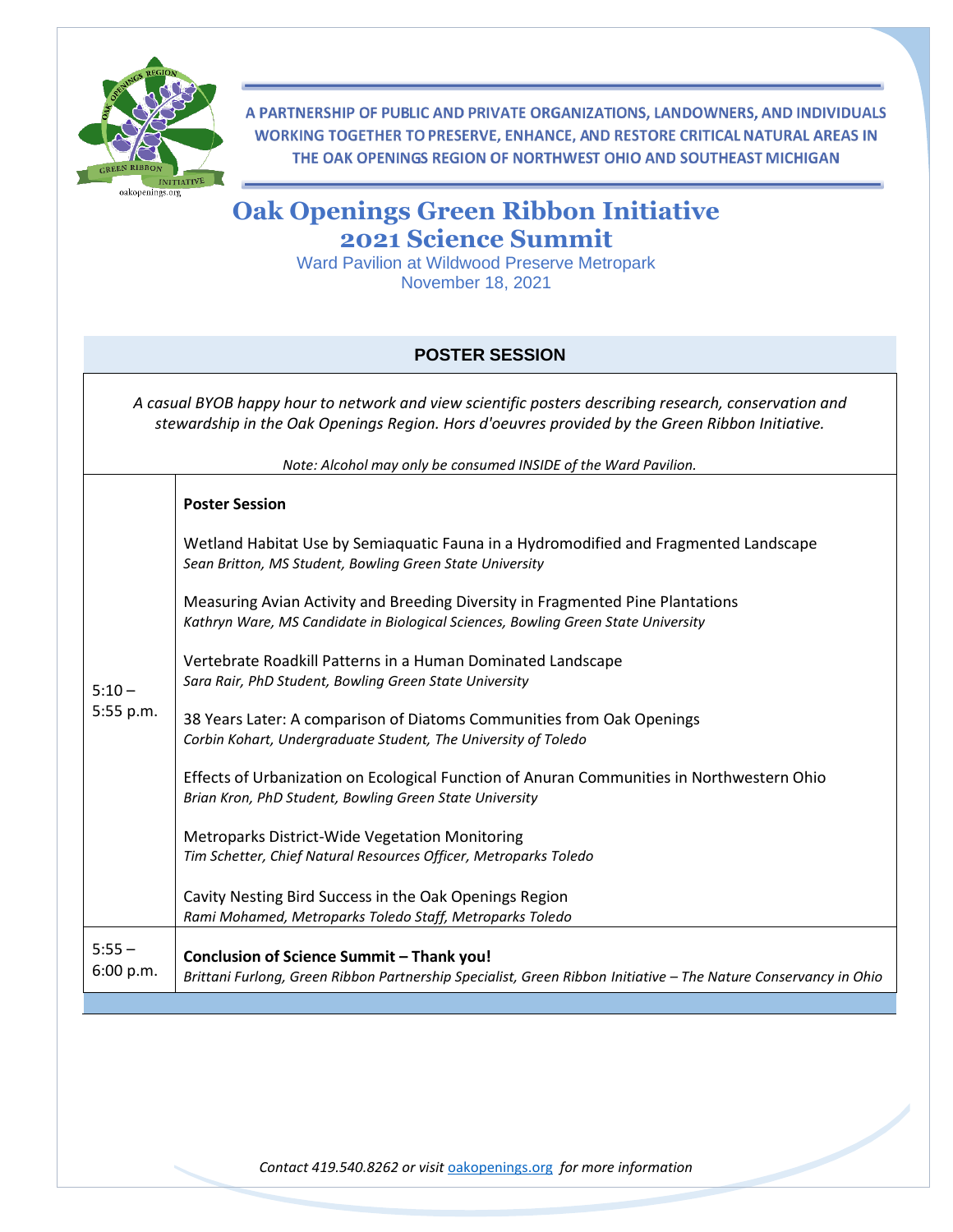A PARTNERSHIP OF PUBLIC AND PRIVATE ORGANIZATIONS, LANDOWNERS, AND INDIVIDUALS WORKING TOGETHER TO PRESERVE, ENHANCE, AND RESTORE CRITICAL NATURAL AREAS IN THE OAK OPENINGS REGION OF NORTHWEST OHIO AND SOUTHEAST MICHIGAN

# Oak Openings Green Ribbon Initiative 2021 Science Summit

Ward Pavilion at Wildwood Preserve Metropark
November 18, 2021

## POSTER SESSION

*A casual BYOB happy hour to network and view scientific posters describing research, conservation and stewardship in the Oak Openings Region. Hors d'oeuvres provided by the Green Ribbon Initiative.*

*Note: Alcohol may only be consumed INSIDE of the Ward Pavilion.*

| | |
|---|---|
| 5:10 – 5:55 p.m. | **Poster Session**<br><br>Wetland Habitat Use by Semiaquatic Fauna in a Hydromodified and Fragmented Landscape<br>*Sean Britton, MS Student, Bowling Green State University*<br><br>Measuring Avian Activity and Breeding Diversity in Fragmented Pine Plantations<br>*Kathryn Ware, MS Candidate in Biological Sciences, Bowling Green State University*<br><br>Vertebrate Roadkill Patterns in a Human Dominated Landscape<br>*Sara Rair, PhD Student, Bowling Green State University*<br><br>38 Years Later: A comparison of Diatoms Communities from Oak Openings<br>*Corbin Kohart, Undergraduate Student, The University of Toledo*<br><br>Effects of Urbanization on Ecological Function of Anuran Communities in Northwestern Ohio<br>*Brian Kron, PhD Student, Bowling Green State University*<br><br>Metroparks District-Wide Vegetation Monitoring<br>*Tim Schetter, Chief Natural Resources Officer, Metroparks Toledo*<br><br>Cavity Nesting Bird Success in the Oak Openings Region<br>*Rami Mohamed, Metroparks Toledo Staff, Metroparks Toledo* |
| 5:55 – 6:00 p.m. | **Conclusion of Science Summit – Thank you!**<br>*Brittani Furlong, Green Ribbon Partnership Specialist, Green Ribbon Initiative – The Nature Conservancy in Ohio* |

*Contact 419.540.8262 or visit oakopenings.org for more information*